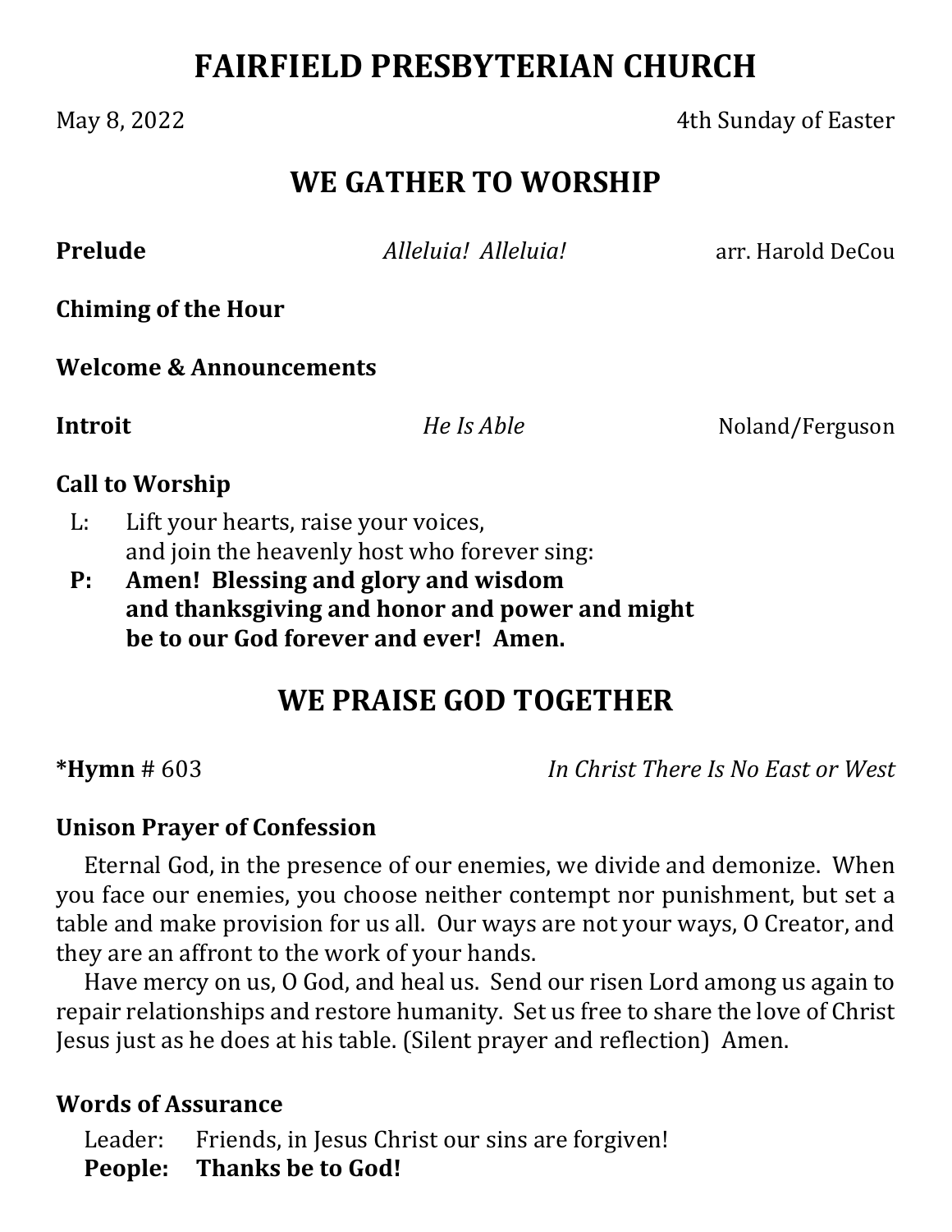# FAIRFIELD PRESBYTERIAN CHURCH

May 8, 2022 4th Sunday of Easter

## WE GATHER TO WORSHIP

**Prelude** *Alleluia! Alleluia!* arr. Harold DeCou

**Chiming of the Hour**

**Welcome & Announcements**

**Introit** *He Is Able* Noland/Ferguson

**Call to Worship**

L: Lift your hearts, raise your voices,
and join the heavenly host who forever sing:

**P: Amen! Blessing and glory and wisdom
and thanksgiving and honor and power and might
be to our God forever and ever! Amen.**

## WE PRAISE GOD TOGETHER

***Hymn** # 603 *In Christ There Is No East or West*

**Unison Prayer of Confession**

Eternal God, in the presence of our enemies, we divide and demonize. When you face our enemies, you choose neither contempt nor punishment, but set a table and make provision for us all. Our ways are not your ways, O Creator, and they are an affront to the work of your hands.

Have mercy on us, O God, and heal us. Send our risen Lord among us again to repair relationships and restore humanity. Set us free to share the love of Christ Jesus just as he does at his table. (Silent prayer and reflection) Amen.

**Words of Assurance**

Leader: Friends, in Jesus Christ our sins are forgiven!
**People: Thanks be to God!**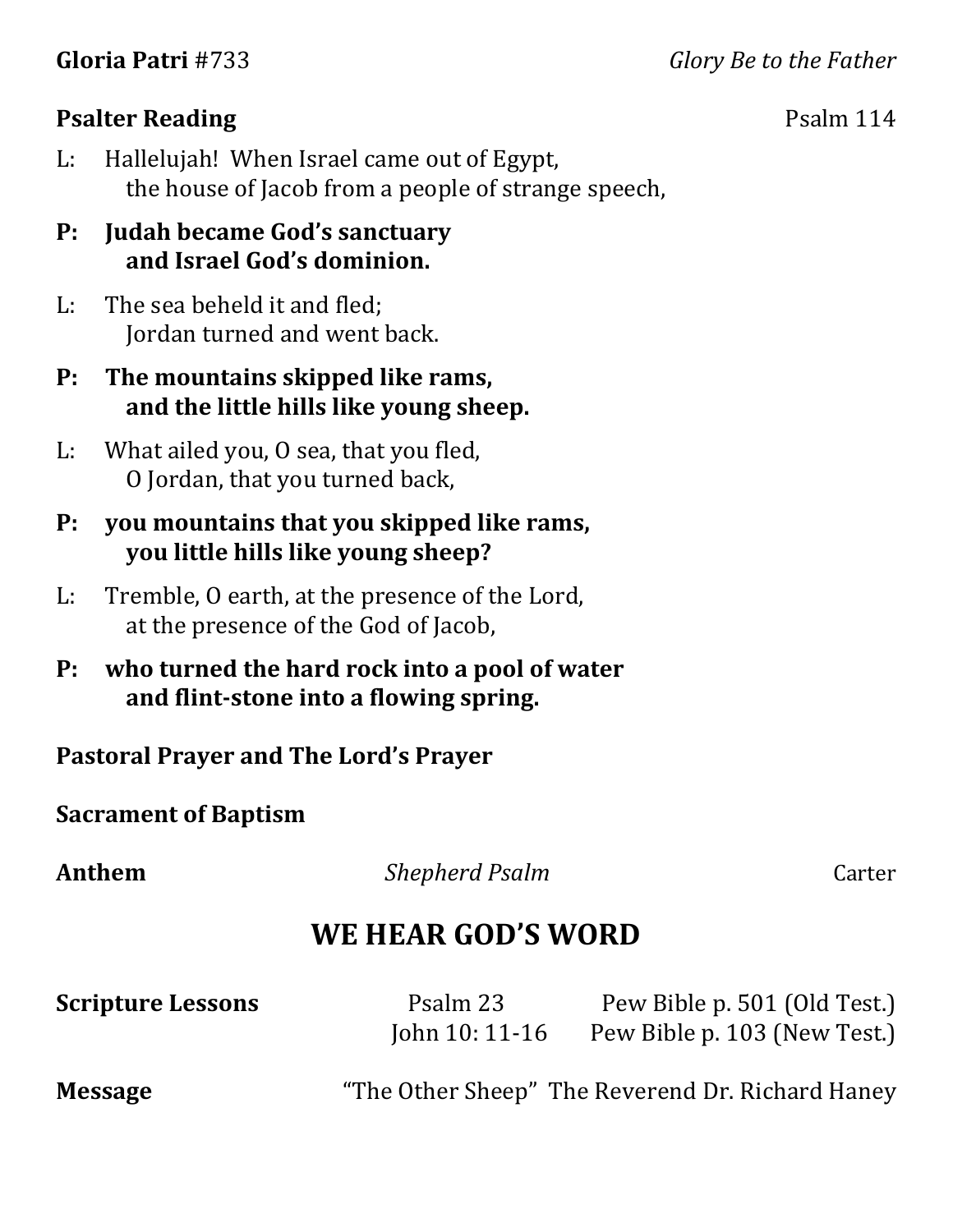**Gloria Patri** #733 *Glory Be to the Father*

**Psalter Reading** Psalm 114

L: Hallelujah! When Israel came out of Egypt,
the house of Jacob from a people of strange speech,

**P: Judah became God's sanctuary
and Israel God's dominion.**

L: The sea beheld it and fled;
Jordan turned and went back.

**P: The mountains skipped like rams,
and the little hills like young sheep.**

L: What ailed you, O sea, that you fled,
O Jordan, that you turned back,

**P: you mountains that you skipped like rams,
you little hills like young sheep?**

L: Tremble, O earth, at the presence of the Lord,
at the presence of the God of Jacob,

**P: who turned the hard rock into a pool of water
and flint-stone into a flowing spring.**

**Pastoral Prayer and The Lord's Prayer**

**Sacrament of Baptism**

**Anthem** *Shepherd Psalm* Carter

## WE HEAR GOD'S WORD

**Scripture Lessons** Psalm 23 Pew Bible p. 501 (Old Test.)
John 10: 11-16 Pew Bible p. 103 (New Test.)

**Message** "The Other Sheep" The Reverend Dr. Richard Haney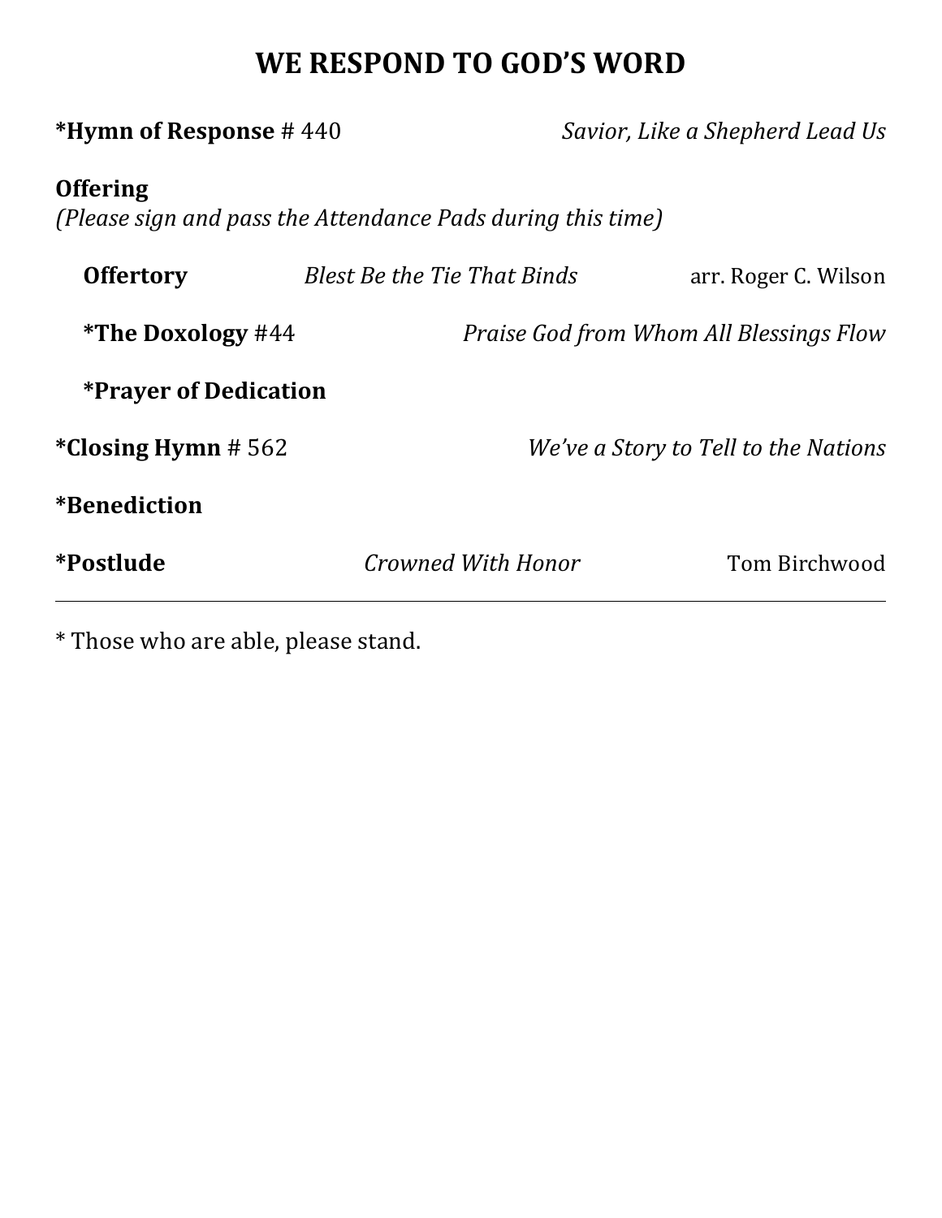# WE RESPOND TO GOD'S WORD

**\*Hymn of Response** # 440 *Savior, Like a Shepherd Lead Us*

**Offering**
*(Please sign and pass the Attendance Pads during this time)*

**Offertory** *Blest Be the Tie That Binds* arr. Roger C. Wilson

**\*The Doxology** #44 *Praise God from Whom All Blessings Flow*

**\*Prayer of Dedication**

**\*Closing Hymn** # 562 *We've a Story to Tell to the Nations*

**\*Benediction**

**\*Postlude** *Crowned With Honor* Tom Birchwood

---

\* Those who are able, please stand.